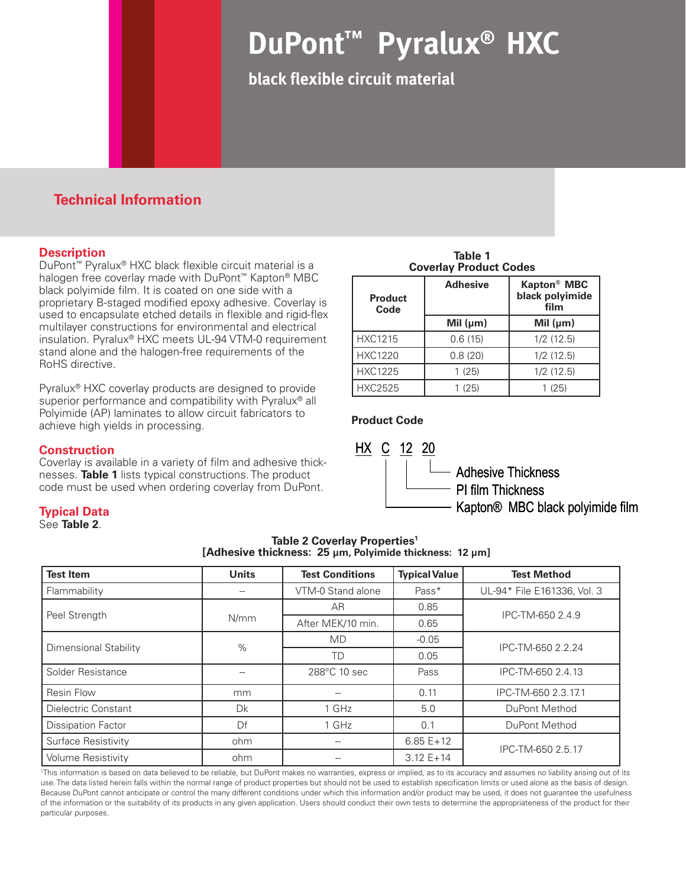# DuPont™ Pyralux® HXC

**black flexible circuit material**

## Technical Information

### Description

DuPont™ Pyralux® HXC black flexible circuit material is a halogen free coverlay made with DuPont™ Kapton® MBC black polyimide film. It is coated on one side with a proprietary B-staged modified epoxy adhesive. Coverlay is used to encapsulate etched details in flexible and rigid-flex multilayer constructions for environmental and electrical insulation. Pyralux® HXC meets UL-94 VTM-0 requirement stand alone and the halogen-free requirements of the RoHS directive.

Pyralux® HXC coverlay products are designed to provide superior performance and compatibility with Pyralux® all Polyimide (AP) laminates to allow circuit fabricators to achieve high yields in processing.

### Construction

Coverlay is available in a variety of film and adhesive thicknesses. **Table 1** lists typical constructions. The product code must be used when ordering coverlay from DuPont.

### Typical Data

See **Table 2**.

**Table 1**
**Coverlay Product Codes**

| Product Code | Adhesive | Kapton® MBC black polyimide film |
|---|---|---|
| | Mil (μm) | Mil (μm) |
| HXC1215 | 0.6 (15) | 1/2 (12.5) |
| HXC1220 | 0.8 (20) | 1/2 (12.5) |
| HXC1225 | 1 (25) | 1/2 (12.5) |
| HXC2525 | 1 (25) | 1 (25) |

**Product Code**

HX C 12 20

- 20 — Adhesive Thickness
- 12 — PI film Thickness
- C — Kapton® MBC black polyimide film

**Table 2 Coverlay Properties[1]**
**[Adhesive thickness: 25 μm, Polyimide thickness: 12 μm]**

| Test Item | Units | Test Conditions | Typical Value | Test Method |
|---|---|---|---|---|
| Flammability | -- | VTM-0 Stand alone | Pass* | UL-94* File E161336, Vol. 3 |
| Peel Strength | N/mm | AR | 0.85 | IPC-TM-650 2.4.9 |
| | | After MEK/10 min. | 0.65 | |
| Dimensional Stability | % | MD | -0.05 | IPC-TM-650 2.2.24 |
| | | TD | 0.05 | |
| Solder Resistance | -- | 288°C 10 sec | Pass | IPC-TM-650 2.4.13 |
| Resin Flow | mm | -- | 0.11 | IPC-TM-650 2.3.17.1 |
| Dielectric Constant | Dk | 1 GHz | 5.0 | DuPont Method |
| Dissipation Factor | Df | 1 GHz | 0.1 | DuPont Method |
| Surface Resistivity | ohm | -- | 6.85 E+12 | IPC-TM-650 2.5.17 |
| Volume Resistivity | ohm | -- | 3.12 E+14 | |

[1]This information is based on data believed to be reliable, but DuPont makes no warranties, express or implied, as to its accuracy and assumes no liability arising out of its use. The data listed herein falls within the normal range of product properties but should not be used to establish specification limits or used alone as the basis of design. Because DuPont cannot anticipate or control the many different conditions under which this information and/or product may be used, it does not guarantee the usefulness of the information or the suitability of its products in any given application. Users should conduct their own tests to determine the appropriateness of the product for their particular purposes.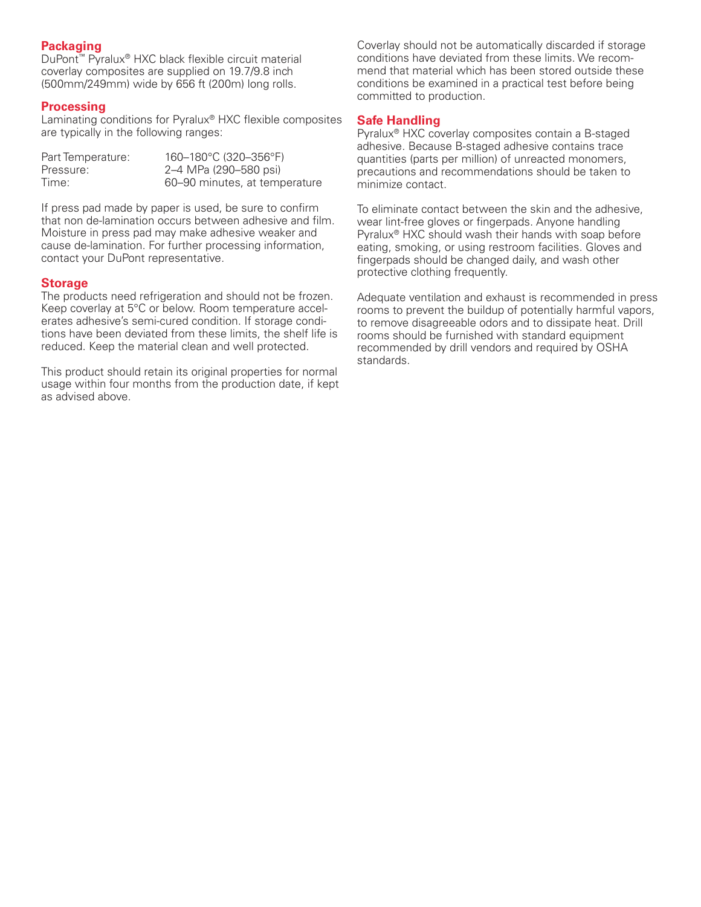## Packaging

DuPont™ Pyralux® HXC black flexible circuit material coverlay composites are supplied on 19.7/9.8 inch (500mm/249mm) wide by 656 ft (200m) long rolls.

## Processing

Laminating conditions for Pyralux® HXC flexible composites are typically in the following ranges:

| | |
|---|---|
| Part Temperature: | 160–180°C (320–356°F) |
| Pressure: | 2–4 MPa (290–580 psi) |
| Time: | 60–90 minutes, at temperature |

If press pad made by paper is used, be sure to confirm that non de-lamination occurs between adhesive and film. Moisture in press pad may make adhesive weaker and cause de-lamination. For further processing information, contact your DuPont representative.

## Storage

The products need refrigeration and should not be frozen. Keep coverlay at 5°C or below. Room temperature accelerates adhesive's semi-cured condition. If storage conditions have been deviated from these limits, the shelf life is reduced. Keep the material clean and well protected.

This product should retain its original properties for normal usage within four months from the production date, if kept as advised above.

Coverlay should not be automatically discarded if storage conditions have deviated from these limits. We recommend that material which has been stored outside these conditions be examined in a practical test before being committed to production.

## Safe Handling

Pyralux® HXC coverlay composites contain a B-staged adhesive. Because B-staged adhesive contains trace quantities (parts per million) of unreacted monomers, precautions and recommendations should be taken to minimize contact.

To eliminate contact between the skin and the adhesive, wear lint-free gloves or fingerpads. Anyone handling Pyralux® HXC should wash their hands with soap before eating, smoking, or using restroom facilities. Gloves and fingerpads should be changed daily, and wash other protective clothing frequently.

Adequate ventilation and exhaust is recommended in press rooms to prevent the buildup of potentially harmful vapors, to remove disagreeable odors and to dissipate heat. Drill rooms should be furnished with standard equipment recommended by drill vendors and required by OSHA standards.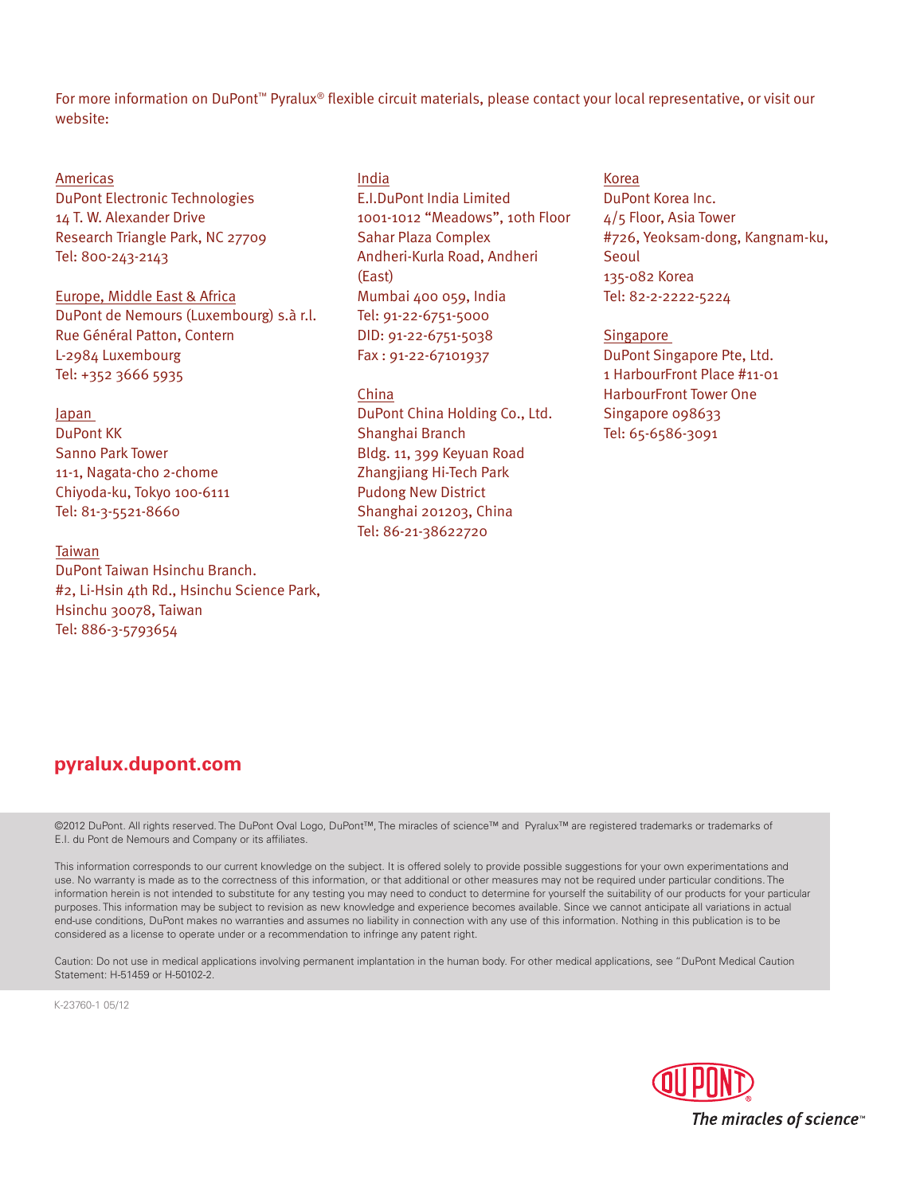For more information on DuPont™ Pyralux® flexible circuit materials, please contact your local representative, or visit our website:

Americas
DuPont Electronic Technologies
14 T. W. Alexander Drive
Research Triangle Park, NC 27709
Tel: 800-243-2143

Europe, Middle East & Africa
DuPont de Nemours (Luxembourg) s.à r.l.
Rue Général Patton, Contern
L-2984 Luxembourg
Tel: +352 3666 5935

Japan
DuPont KK
Sanno Park Tower
11-1, Nagata-cho 2-chome
Chiyoda-ku, Tokyo 100-6111
Tel: 81-3-5521-8660

Taiwan
DuPont Taiwan Hsinchu Branch.
#2, Li-Hsin 4th Rd., Hsinchu Science Park,
Hsinchu 30078, Taiwan
Tel: 886-3-5793654

India
E.I.DuPont India Limited
1001-1012 "Meadows", 10th Floor
Sahar Plaza Complex
Andheri-Kurla Road, Andheri
(East)
Mumbai 400 059, India
Tel: 91-22-6751-5000
DID: 91-22-6751-5038
Fax : 91-22-67101937

China
DuPont China Holding Co., Ltd.
Shanghai Branch
Bldg. 11, 399 Keyuan Road
Zhangjiang Hi-Tech Park
Pudong New District
Shanghai 201203, China
Tel: 86-21-38622720

Korea
DuPont Korea Inc.
4/5 Floor, Asia Tower
#726, Yeoksam-dong, Kangnam-ku,
Seoul
135-082 Korea
Tel: 82-2-2222-5224

Singapore
DuPont Singapore Pte, Ltd.
1 HarbourFront Place #11-01
HarbourFront Tower One
Singapore 098633
Tel: 65-6586-3091

**pyralux.dupont.com**

©2012 DuPont. All rights reserved. The DuPont Oval Logo, DuPont™, The miracles of science™ and Pyralux™ are registered trademarks or trademarks of E.I. du Pont de Nemours and Company or its affiliates.

This information corresponds to our current knowledge on the subject. It is offered solely to provide possible suggestions for your own experimentations and use. No warranty is made as to the correctness of this information, or that additional or other measures may not be required under particular conditions. The information herein is not intended to substitute for any testing you may need to conduct to determine for yourself the suitability of our products for your particular purposes. This information may be subject to revision as new knowledge and experience becomes available. Since we cannot anticipate all variations in actual end-use conditions, DuPont makes no warranties and assumes no liability in connection with any use of this information. Nothing in this publication is to be considered as a license to operate under or a recommendation to infringe any patent right.

Caution: Do not use in medical applications involving permanent implantation in the human body. For other medical applications, see "DuPont Medical Caution Statement: H-51459 or H-50102-2.

K-23760-1 05/12

The miracles of science™